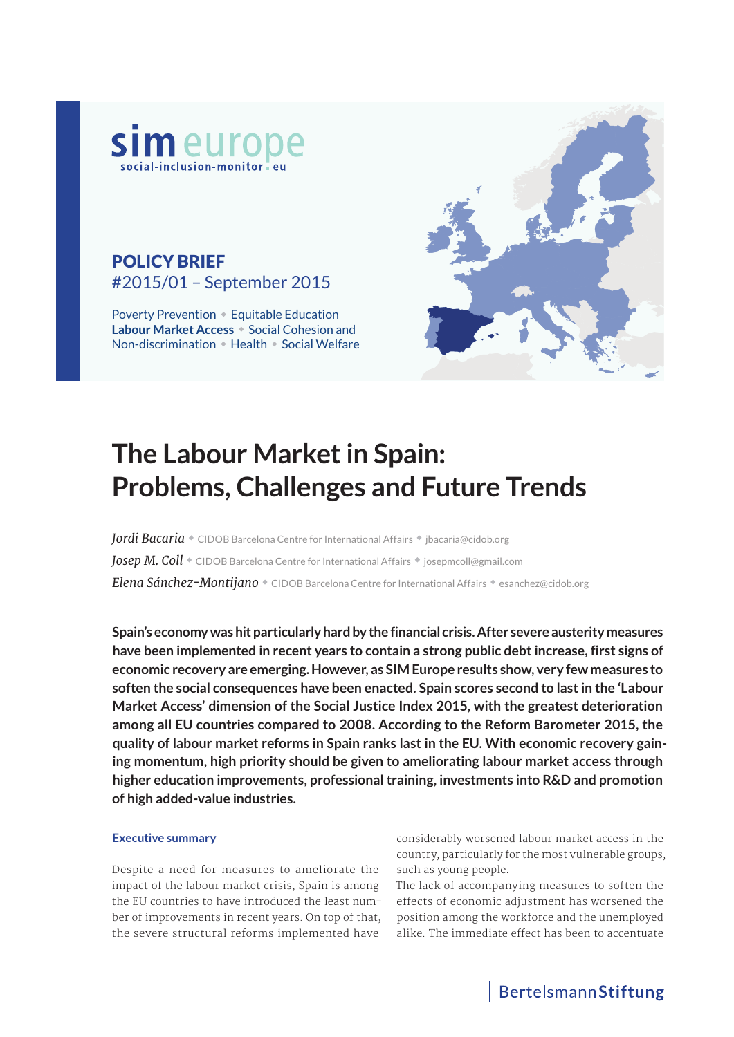sim europe
social-inclusion-monitor.eu

**POLICY BRIEF**
#2015/01 – September 2015

Poverty Prevention • Equitable Education
**Labour Market Access** • Social Cohesion and Non-discrimination • Health • Social Welfare

# The Labour Market in Spain: Problems, Challenges and Future Trends

*Jordi Bacaria* • CIDOB Barcelona Centre for International Affairs • jbacaria@cidob.org
*Josep M. Coll* • CIDOB Barcelona Centre for International Affairs • josepmcoll@gmail.com
*Elena Sánchez-Montijano* • CIDOB Barcelona Centre for International Affairs • esanchez@cidob.org

**Spain's economy was hit particularly hard by the financial crisis. After severe austerity measures have been implemented in recent years to contain a strong public debt increase, first signs of economic recovery are emerging. However, as SIM Europe results show, very few measures to soften the social consequences have been enacted. Spain scores second to last in the 'Labour Market Access' dimension of the Social Justice Index 2015, with the greatest deterioration among all EU countries compared to 2008. According to the Reform Barometer 2015, the quality of labour market reforms in Spain ranks last in the EU. With economic recovery gaining momentum, high priority should be given to ameliorating labour market access through higher education improvements, professional training, investments into R&D and promotion of high added-value industries.**

### Executive summary

Despite a need for measures to ameliorate the impact of the labour market crisis, Spain is among the EU countries to have introduced the least number of improvements in recent years. On top of that, the severe structural reforms implemented have considerably worsened labour market access in the country, particularly for the most vulnerable groups, such as young people.

The lack of accompanying measures to soften the effects of economic adjustment has worsened the position among the workforce and the unemployed alike. The immediate effect has been to accentuate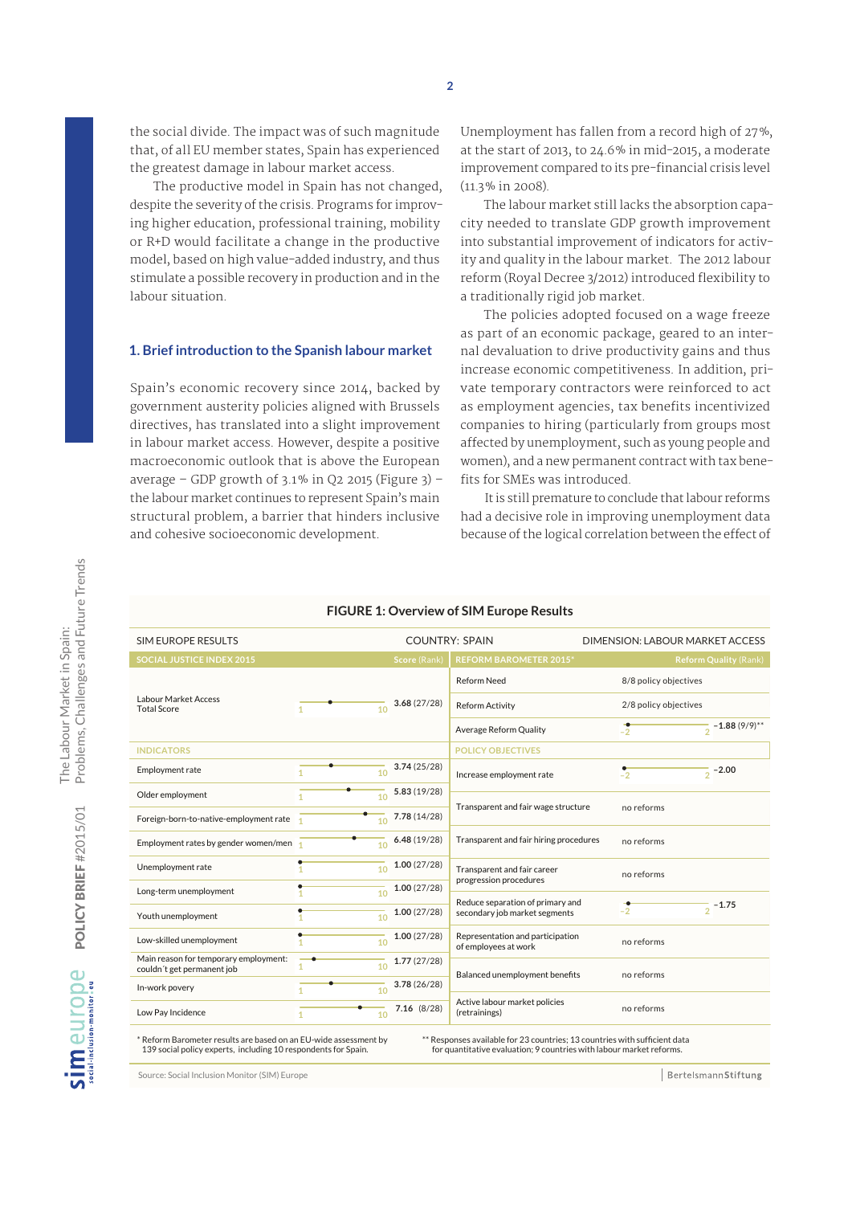the social divide. The impact was of such magnitude that, of all EU member states, Spain has experienced the greatest damage in labour market access.

The productive model in Spain has not changed, despite the severity of the crisis. Programs for improving higher education, professional training, mobility or R+D would facilitate a change in the productive model, based on high value-added industry, and thus stimulate a possible recovery in production and in the labour situation.

## 1. Brief introduction to the Spanish labour market

Spain's economic recovery since 2014, backed by government austerity policies aligned with Brussels directives, has translated into a slight improvement in labour market access. However, despite a positive macroeconomic outlook that is above the European average – GDP growth of 3.1% in Q2 2015 (Figure 3) – the labour market continues to represent Spain's main structural problem, a barrier that hinders inclusive and cohesive socioeconomic development.

Unemployment has fallen from a record high of 27%, at the start of 2013, to 24.6% in mid-2015, a moderate improvement compared to its pre-financial crisis level (11.3% in 2008).

The labour market still lacks the absorption capacity needed to translate GDP growth improvement into substantial improvement of indicators for activity and quality in the labour market. The 2012 labour reform (Royal Decree 3/2012) introduced flexibility to a traditionally rigid job market.

The policies adopted focused on a wage freeze as part of an economic package, geared to an internal devaluation to drive productivity gains and thus increase economic competitiveness. In addition, private temporary contractors were reinforced to act as employment agencies, tax benefits incentivized companies to hiring (particularly from groups most affected by unemployment, such as young people and women), and a new permanent contract with tax benefits for SMEs was introduced.

It is still premature to conclude that labour reforms had a decisive role in improving unemployment data because of the logical correlation between the effect of

**FIGURE 1: Overview of SIM Europe Results**

SIM EUROPE RESULTS — COUNTRY: SPAIN — DIMENSION: LABOUR MARKET ACCESS

| SOCIAL JUSTICE INDEX 2015 | Score (Rank) | REFORM BAROMETER 2015* | Reform Quality (Rank) |
|---|---|---|---|
| Labour Market Access Total Score | 3.68 (27/28) | Reform Need | 8/8 policy objectives |
| | | Reform Activity | 2/8 policy objectives |
| | | Average Reform Quality | −1.88 (9/9)** |
| **INDICATORS** | | **POLICY OBJECTIVES** | |
| Employment rate | 3.74 (25/28) | Increase employment rate | −2.00 |
| Older employment | 5.83 (19/28) | Transparent and fair wage structure | no reforms |
| Foreign-born-to-native-employment rate | 7.78 (14/28) | Transparent and fair hiring procedures | no reforms |
| Employment rates by gender women/men | 6.48 (19/28) | Transparent and fair career progression procedures | no reforms |
| Unemployment rate | 1.00 (27/28) | Reduce separation of primary and secondary job market segments | −1.75 |
| Long-term unemployment | 1.00 (27/28) | Representation and participation of employees at work | no reforms |
| Youth unemployment | 1.00 (27/28) | Balanced unemployment benefits | no reforms |
| Low-skilled unemployment | 1.00 (27/28) | Active labour market policies (retrainings) | no reforms |
| Main reason for temporary employment: couldn´t get permanent job | 1.77 (27/28) | | |
| In-work povery | 3.78 (26/28) | | |
| Low Pay Incidence | 7.16 (8/28) | | |

\* Reform Barometer results are based on an EU-wide assessment by 139 social policy experts, including 10 respondents for Spain.

\*\* Responses available for 23 countries; 13 countries with sufficient data for quantitative evaluation; 9 countries with labour market reforms.

Source: Social Inclusion Monitor (SIM) Europe

BertelsmannStiftung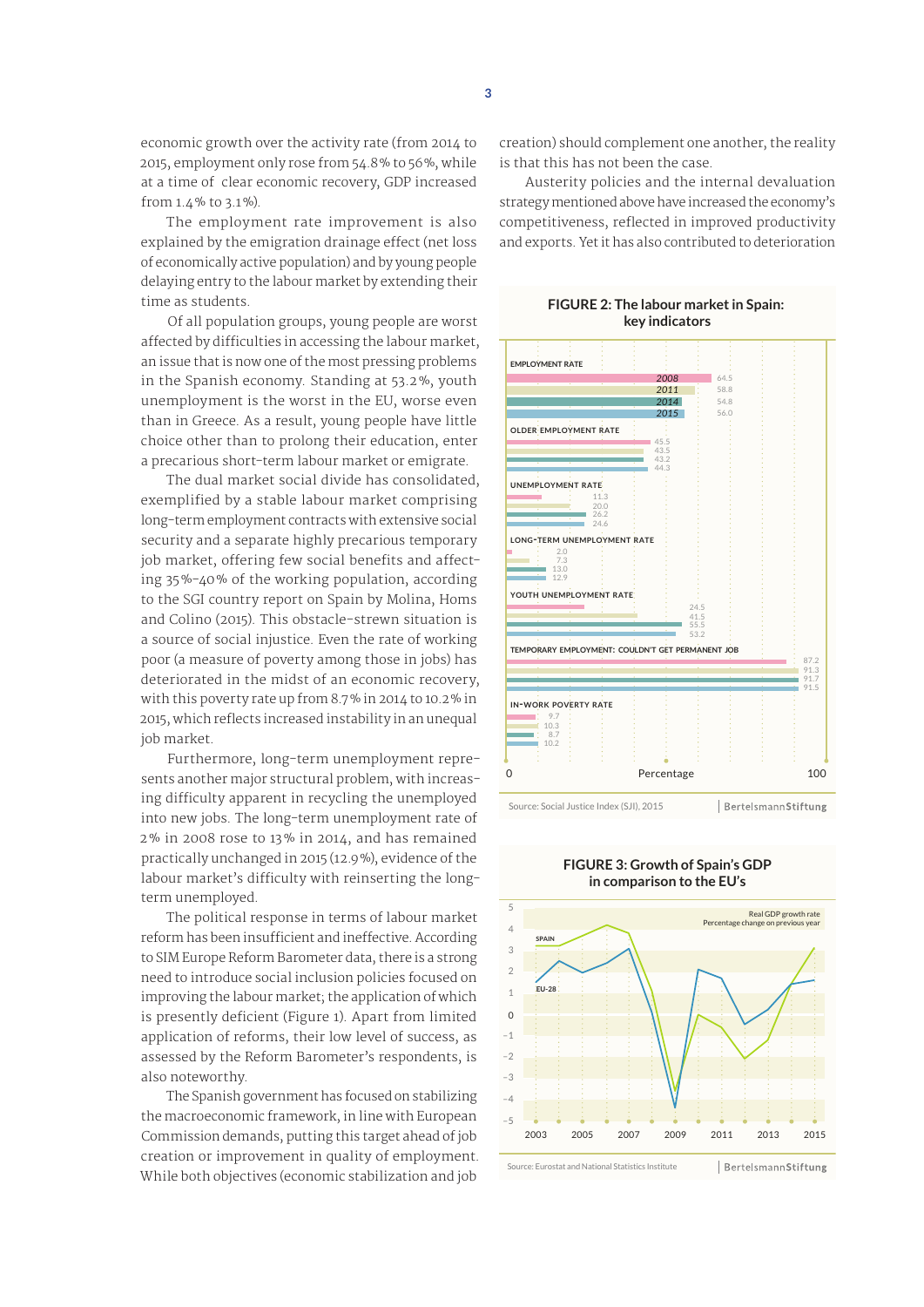economic growth over the activity rate (from 2014 to 2015, employment only rose from 54.8% to 56%, while at a time of clear economic recovery, GDP increased from 1.4% to 3.1%).

The employment rate improvement is also explained by the emigration drainage effect (net loss of economically active population) and by young people delaying entry to the labour market by extending their time as students.

Of all population groups, young people are worst affected by difficulties in accessing the labour market, an issue that is now one of the most pressing problems in the Spanish economy. Standing at 53.2%, youth unemployment is the worst in the EU, worse even than in Greece. As a result, young people have little choice other than to prolong their education, enter a precarious short-term labour market or emigrate.

The dual market social divide has consolidated, exemplified by a stable labour market comprising long-term employment contracts with extensive social security and a separate highly precarious temporary job market, offering few social benefits and affecting 35%–40% of the working population, according to the SGI country report on Spain by Molina, Homs and Colino (2015). This obstacle-strewn situation is a source of social injustice. Even the rate of working poor (a measure of poverty among those in jobs) has deteriorated in the midst of an economic recovery, with this poverty rate up from 8.7% in 2014 to 10.2% in 2015, which reflects increased instability in an unequal job market.

Furthermore, long-term unemployment represents another major structural problem, with increasing difficulty apparent in recycling the unemployed into new jobs. The long-term unemployment rate of 2% in 2008 rose to 13% in 2014, and has remained practically unchanged in 2015 (12.9%), evidence of the labour market's difficulty with reinserting the long-term unemployed.

The political response in terms of labour market reform has been insufficient and ineffective. According to SIM Europe Reform Barometer data, there is a strong need to introduce social inclusion policies focused on improving the labour market; the application of which is presently deficient (Figure 1). Apart from limited application of reforms, their low level of success, as assessed by the Reform Barometer's respondents, is also noteworthy.

The Spanish government has focused on stabilizing the macroeconomic framework, in line with European Commission demands, putting this target ahead of job creation or improvement in quality of employment. While both objectives (economic stabilization and job creation) should complement one another, the reality is that this has not been the case.

Austerity policies and the internal devaluation strategy mentioned above have increased the economy's competitiveness, reflected in improved productivity and exports. Yet it has also contributed to deterioration

**FIGURE 2: The labour market in Spain: key indicators**

| Indicator (Percentage) | 2008 | 2011 | 2014 | 2015 |
|---|---|---|---|---|
| Employment rate | 64.5 | 58.8 | 54.8 | 56.0 |
| Older employment rate | 45.5 | 43.5 | 43.2 | 44.3 |
| Unemployment rate | 11.3 | 20.0 | 26.2 | 24.6 |
| Long-term unemployment rate | 2.0 | 7.3 | 13.0 | 12.9 |
| Youth unemployment rate | 24.5 | 41.5 | 55.5 | 53.2 |
| Temporary employment: couldn't get permanent job | 87.2 | 91.3 | 91.7 | 91.5 |
| In-work poverty rate | 9.7 | 10.3 | 8.7 | 10.2 |

Source: Social Justice Index (SJI), 2015 | BertelsmannStiftung

**FIGURE 3: Growth of Spain's GDP in comparison to the EU's**

Real GDP growth rate, Percentage change on previous year (Spain, EU-28), 2003–2015

Source: Eurostat and National Statistics Institute | BertelsmannStiftung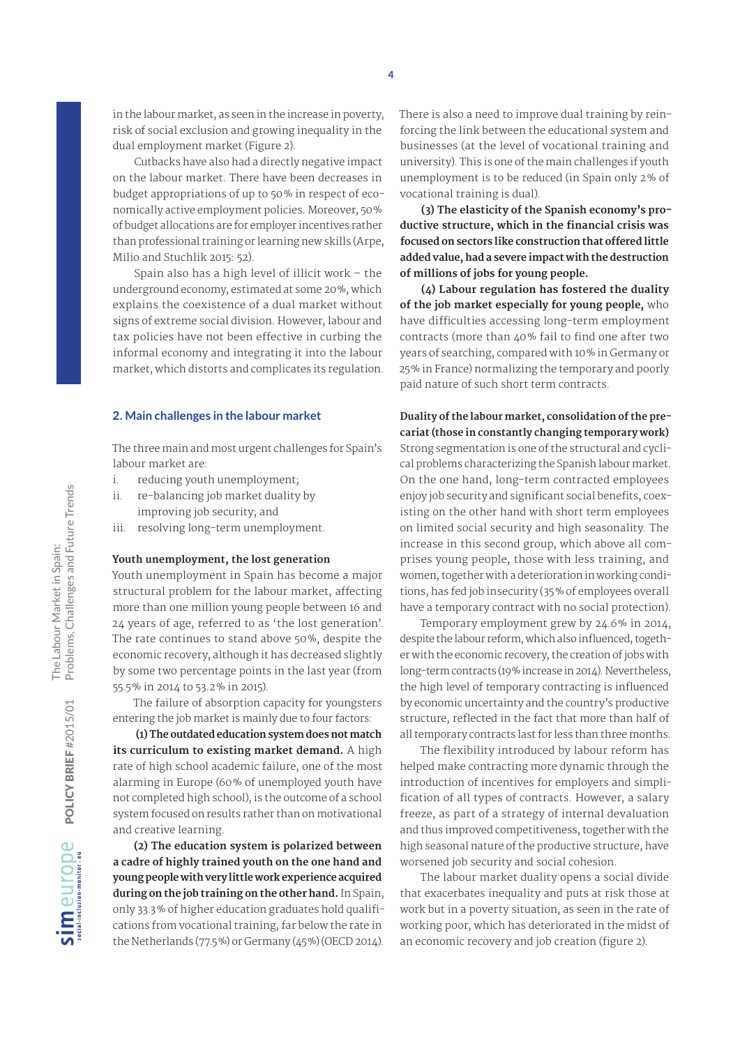in the labour market, as seen in the increase in poverty, risk of social exclusion and growing inequality in the dual employment market (Figure 2).

Cutbacks have also had a directly negative impact on the labour market. There have been decreases in budget appropriations of up to 50% in respect of economically active employment policies. Moreover, 50% of budget allocations are for employer incentives rather than professional training or learning new skills (Arpe, Milio and Stuchlik 2015: 52).

Spain also has a high level of illicit work – the underground economy, estimated at some 20%, which explains the coexistence of a dual market without signs of extreme social division. However, labour and tax policies have not been effective in curbing the informal economy and integrating it into the labour market, which distorts and complicates its regulation.

## 2. Main challenges in the labour market

The three main and most urgent challenges for Spain's labour market are:

i. reducing youth unemployment;
ii. re-balancing job market duality by improving job security; and
iii. resolving long-term unemployment.

**Youth unemployment, the lost generation**

Youth unemployment in Spain has become a major structural problem for the labour market, affecting more than one million young people between 16 and 24 years of age, referred to as 'the lost generation'. The rate continues to stand above 50%, despite the economic recovery, although it has decreased slightly by some two percentage points in the last year (from 55.5% in 2014 to 53.2% in 2015).

The failure of absorption capacity for youngsters entering the job market is mainly due to four factors:

**(1) The outdated education system does not match its curriculum to existing market demand.** A high rate of high school academic failure, one of the most alarming in Europe (60% of unemployed youth have not completed high school), is the outcome of a school system focused on results rather than on motivational and creative learning.

**(2) The education system is polarized between a cadre of highly trained youth on the one hand and young people with very little work experience acquired during on the job training on the other hand.** In Spain, only 33.3% of higher education graduates hold qualifications from vocational training, far below the rate in the Netherlands (77.5%) or Germany (45%) (OECD 2014). There is also a need to improve dual training by reinforcing the link between the educational system and businesses (at the level of vocational training and university). This is one of the main challenges if youth unemployment is to be reduced (in Spain only 2% of vocational training is dual).

**(3) The elasticity of the Spanish economy's productive structure, which in the financial crisis was focused on sectors like construction that offered little added value, had a severe impact with the destruction of millions of jobs for young people.**

**(4) Labour regulation has fostered the duality of the job market especially for young people,** who have difficulties accessing long-term employment contracts (more than 40% fail to find one after two years of searching, compared with 10% in Germany or 25% in France) normalizing the temporary and poorly paid nature of such short term contracts.

**Duality of the labour market, consolidation of the precariat (those in constantly changing temporary work)**

Strong segmentation is one of the structural and cyclical problems characterizing the Spanish labour market. On the one hand, long-term contracted employees enjoy job security and significant social benefits, coexisting on the other hand with short term employees on limited social security and high seasonality. The increase in this second group, which above all comprises young people, those with less training, and women, together with a deterioration in working conditions, has fed job insecurity (35% of employees overall have a temporary contract with no social protection).

Temporary employment grew by 24.6% in 2014, despite the labour reform, which also influenced, together with the economic recovery, the creation of jobs with long-term contracts (19% increase in 2014). Nevertheless, the high level of temporary contracting is influenced by economic uncertainty and the country's productive structure, reflected in the fact that more than half of all temporary contracts last for less than three months.

The flexibility introduced by labour reform has helped make contracting more dynamic through the introduction of incentives for employers and simplification of all types of contracts. However, a salary freeze, as part of a strategy of internal devaluation and thus improved competitiveness, together with the high seasonal nature of the productive structure, have worsened job security and social cohesion.

The labour market duality opens a social divide that exacerbates inequality and puts at risk those at work but in a poverty situation, as seen in the rate of working poor, which has deteriorated in the midst of an economic recovery and job creation (figure 2).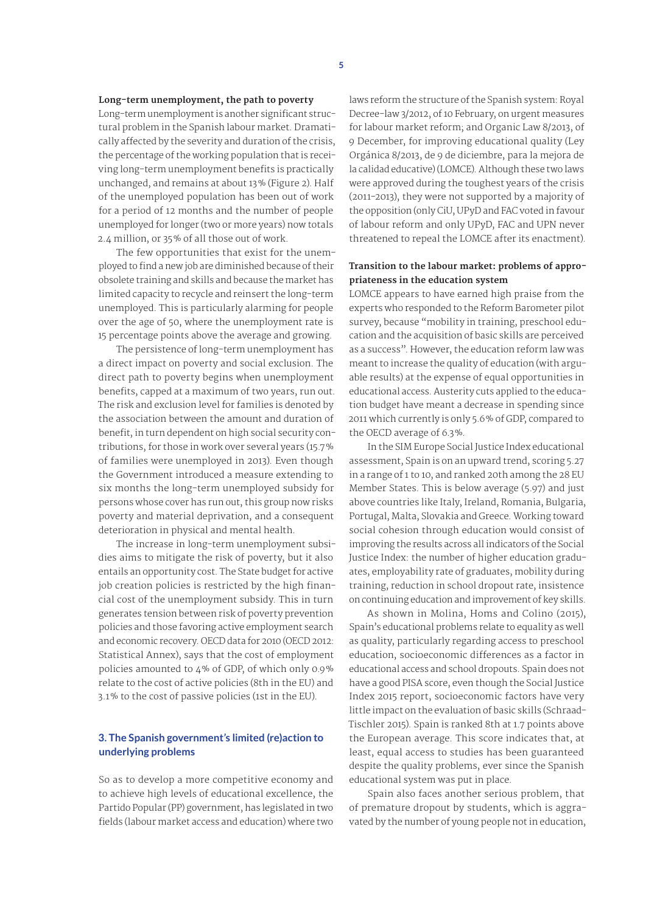**Long-term unemployment, the path to poverty**

Long-term unemployment is another significant structural problem in the Spanish labour market. Dramatically affected by the severity and duration of the crisis, the percentage of the working population that is receiving long-term unemployment benefits is practically unchanged, and remains at about 13% (Figure 2). Half of the unemployed population has been out of work for a period of 12 months and the number of people unemployed for longer (two or more years) now totals 2.4 million, or 35% of all those out of work.

The few opportunities that exist for the unemployed to find a new job are diminished because of their obsolete training and skills and because the market has limited capacity to recycle and reinsert the long-term unemployed. This is particularly alarming for people over the age of 50, where the unemployment rate is 15 percentage points above the average and growing.

The persistence of long-term unemployment has a direct impact on poverty and social exclusion. The direct path to poverty begins when unemployment benefits, capped at a maximum of two years, run out. The risk and exclusion level for families is denoted by the association between the amount and duration of benefit, in turn dependent on high social security contributions, for those in work over several years (15.7% of families were unemployed in 2013). Even though the Government introduced a measure extending to six months the long-term unemployed subsidy for persons whose cover has run out, this group now risks poverty and material deprivation, and a consequent deterioration in physical and mental health.

The increase in long-term unemployment subsidies aims to mitigate the risk of poverty, but it also entails an opportunity cost. The State budget for active job creation policies is restricted by the high financial cost of the unemployment subsidy. This in turn generates tension between risk of poverty prevention policies and those favoring active employment search and economic recovery. OECD data for 2010 (OECD 2012: Statistical Annex), says that the cost of employment policies amounted to 4% of GDP, of which only 0.9% relate to the cost of active policies (8th in the EU) and 3.1% to the cost of passive policies (1st in the EU).

## 3. The Spanish government's limited (re)action to underlying problems

So as to develop a more competitive economy and to achieve high levels of educational excellence, the Partido Popular (PP) government, has legislated in two fields (labour market access and education) where two laws reform the structure of the Spanish system: Royal Decree-law 3/2012, of 10 February, on urgent measures for labour market reform; and Organic Law 8/2013, of 9 December, for improving educational quality (Ley Orgánica 8/2013, de 9 de diciembre, para la mejora de la calidad educative) (LOMCE). Although these two laws were approved during the toughest years of the crisis (2011-2013), they were not supported by a majority of the opposition (only CiU, UPyD and FAC voted in favour of labour reform and only UPyD, FAC and UPN never threatened to repeal the LOMCE after its enactment).

**Transition to the labour market: problems of appropriateness in the education system**

LOMCE appears to have earned high praise from the experts who responded to the Reform Barometer pilot survey, because "mobility in training, preschool education and the acquisition of basic skills are perceived as a success". However, the education reform law was meant to increase the quality of education (with arguable results) at the expense of equal opportunities in educational access. Austerity cuts applied to the education budget have meant a decrease in spending since 2011 which currently is only 5.6% of GDP, compared to the OECD average of 6.3%.

In the SIM Europe Social Justice Index educational assessment, Spain is on an upward trend, scoring 5.27 in a range of 1 to 10, and ranked 20th among the 28 EU Member States. This is below average (5.97) and just above countries like Italy, Ireland, Romania, Bulgaria, Portugal, Malta, Slovakia and Greece. Working toward social cohesion through education would consist of improving the results across all indicators of the Social Justice Index: the number of higher education graduates, employability rate of graduates, mobility during training, reduction in school dropout rate, insistence on continuing education and improvement of key skills.

As shown in Molina, Homs and Colino (2015), Spain's educational problems relate to equality as well as quality, particularly regarding access to preschool education, socioeconomic differences as a factor in educational access and school dropouts. Spain does not have a good PISA score, even though the Social Justice Index 2015 report, socioeconomic factors have very little impact on the evaluation of basic skills (Schraad-Tischler 2015). Spain is ranked 8th at 1.7 points above the European average. This score indicates that, at least, equal access to studies has been guaranteed despite the quality problems, ever since the Spanish educational system was put in place.

Spain also faces another serious problem, that of premature dropout by students, which is aggravated by the number of young people not in education,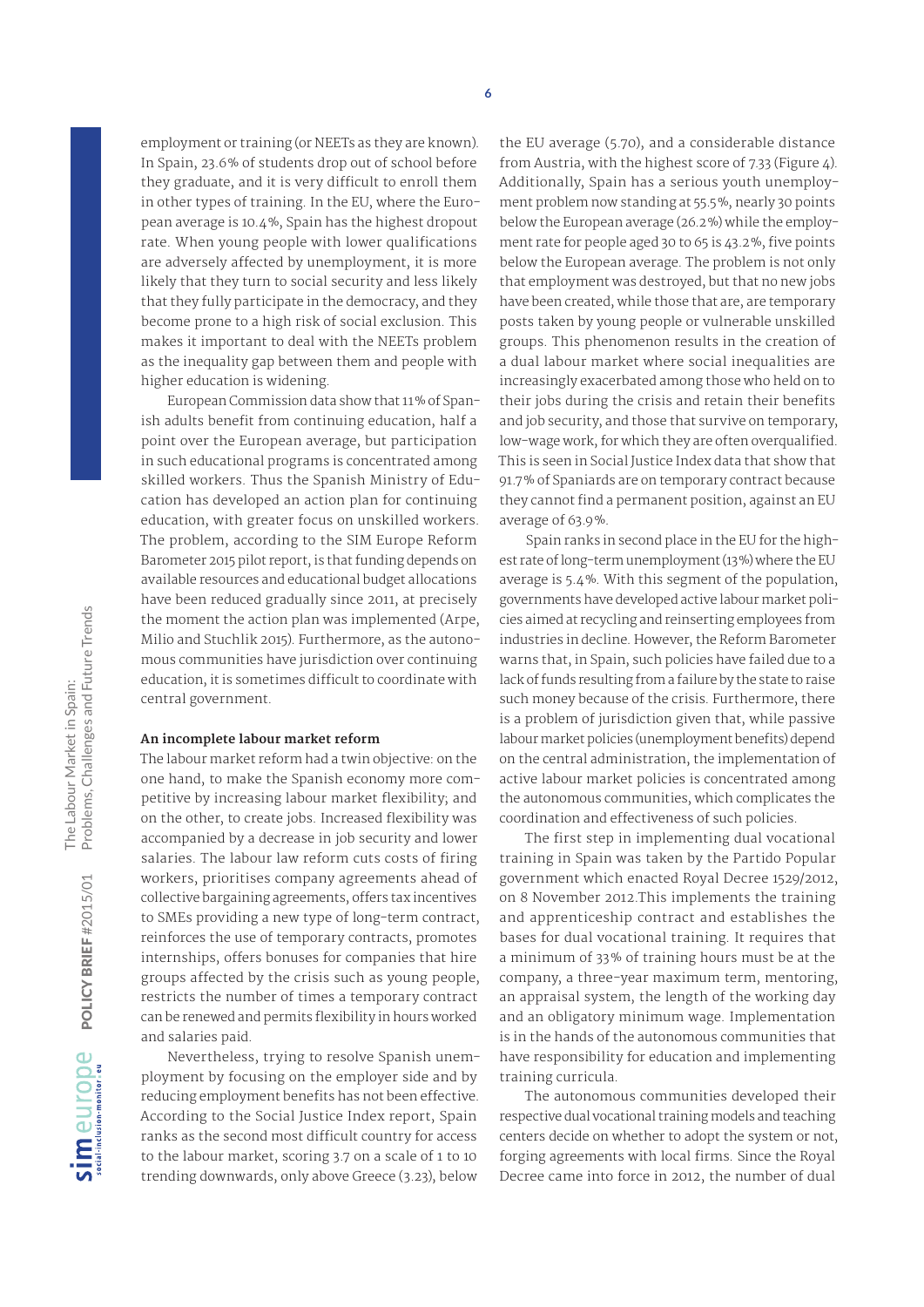employment or training (or NEETs as they are known). In Spain, 23.6% of students drop out of school before they graduate, and it is very difficult to enroll them in other types of training. In the EU, where the European average is 10.4%, Spain has the highest dropout rate. When young people with lower qualifications are adversely affected by unemployment, it is more likely that they turn to social security and less likely that they fully participate in the democracy, and they become prone to a high risk of social exclusion. This makes it important to deal with the NEETs problem as the inequality gap between them and people with higher education is widening.

European Commission data show that 11% of Spanish adults benefit from continuing education, half a point over the European average, but participation in such educational programs is concentrated among skilled workers. Thus the Spanish Ministry of Education has developed an action plan for continuing education, with greater focus on unskilled workers. The problem, according to the SIM Europe Reform Barometer 2015 pilot report, is that funding depends on available resources and educational budget allocations have been reduced gradually since 2011, at precisely the moment the action plan was implemented (Arpe, Milio and Stuchlik 2015). Furthermore, as the autonomous communities have jurisdiction over continuing education, it is sometimes difficult to coordinate with central government.

### An incomplete labour market reform

The labour market reform had a twin objective: on the one hand, to make the Spanish economy more competitive by increasing labour market flexibility; and on the other, to create jobs. Increased flexibility was accompanied by a decrease in job security and lower salaries. The labour law reform cuts costs of firing workers, prioritises company agreements ahead of collective bargaining agreements, offers tax incentives to SMEs providing a new type of long-term contract, reinforces the use of temporary contracts, promotes internships, offers bonuses for companies that hire groups affected by the crisis such as young people, restricts the number of times a temporary contract can be renewed and permits flexibility in hours worked and salaries paid.

Nevertheless, trying to resolve Spanish unemployment by focusing on the employer side and by reducing employment benefits has not been effective. According to the Social Justice Index report, Spain ranks as the second most difficult country for access to the labour market, scoring 3.7 on a scale of 1 to 10 trending downwards, only above Greece (3.23), below the EU average (5.70), and a considerable distance from Austria, with the highest score of 7.33 (Figure 4). Additionally, Spain has a serious youth unemployment problem now standing at 55.5%, nearly 30 points below the European average (26.2%) while the employment rate for people aged 30 to 65 is 43.2%, five points below the European average. The problem is not only that employment was destroyed, but that no new jobs have been created, while those that are, are temporary posts taken by young people or vulnerable unskilled groups. This phenomenon results in the creation of a dual labour market where social inequalities are increasingly exacerbated among those who held on to their jobs during the crisis and retain their benefits and job security, and those that survive on temporary, low-wage work, for which they are often overqualified. This is seen in Social Justice Index data that show that 91.7% of Spaniards are on temporary contract because they cannot find a permanent position, against an EU average of 63.9%.

Spain ranks in second place in the EU for the highest rate of long-term unemployment (13%) where the EU average is 5.4%. With this segment of the population, governments have developed active labour market policies aimed at recycling and reinserting employees from industries in decline. However, the Reform Barometer warns that, in Spain, such policies have failed due to a lack of funds resulting from a failure by the state to raise such money because of the crisis. Furthermore, there is a problem of jurisdiction given that, while passive labour market policies (unemployment benefits) depend on the central administration, the implementation of active labour market policies is concentrated among the autonomous communities, which complicates the coordination and effectiveness of such policies.

The first step in implementing dual vocational training in Spain was taken by the Partido Popular government which enacted Royal Decree 1529/2012, on 8 November 2012.This implements the training and apprenticeship contract and establishes the bases for dual vocational training. It requires that a minimum of 33% of training hours must be at the company, a three-year maximum term, mentoring, an appraisal system, the length of the working day and an obligatory minimum wage. Implementation is in the hands of the autonomous communities that have responsibility for education and implementing training curricula.

The autonomous communities developed their respective dual vocational training models and teaching centers decide on whether to adopt the system or not, forging agreements with local firms. Since the Royal Decree came into force in 2012, the number of dual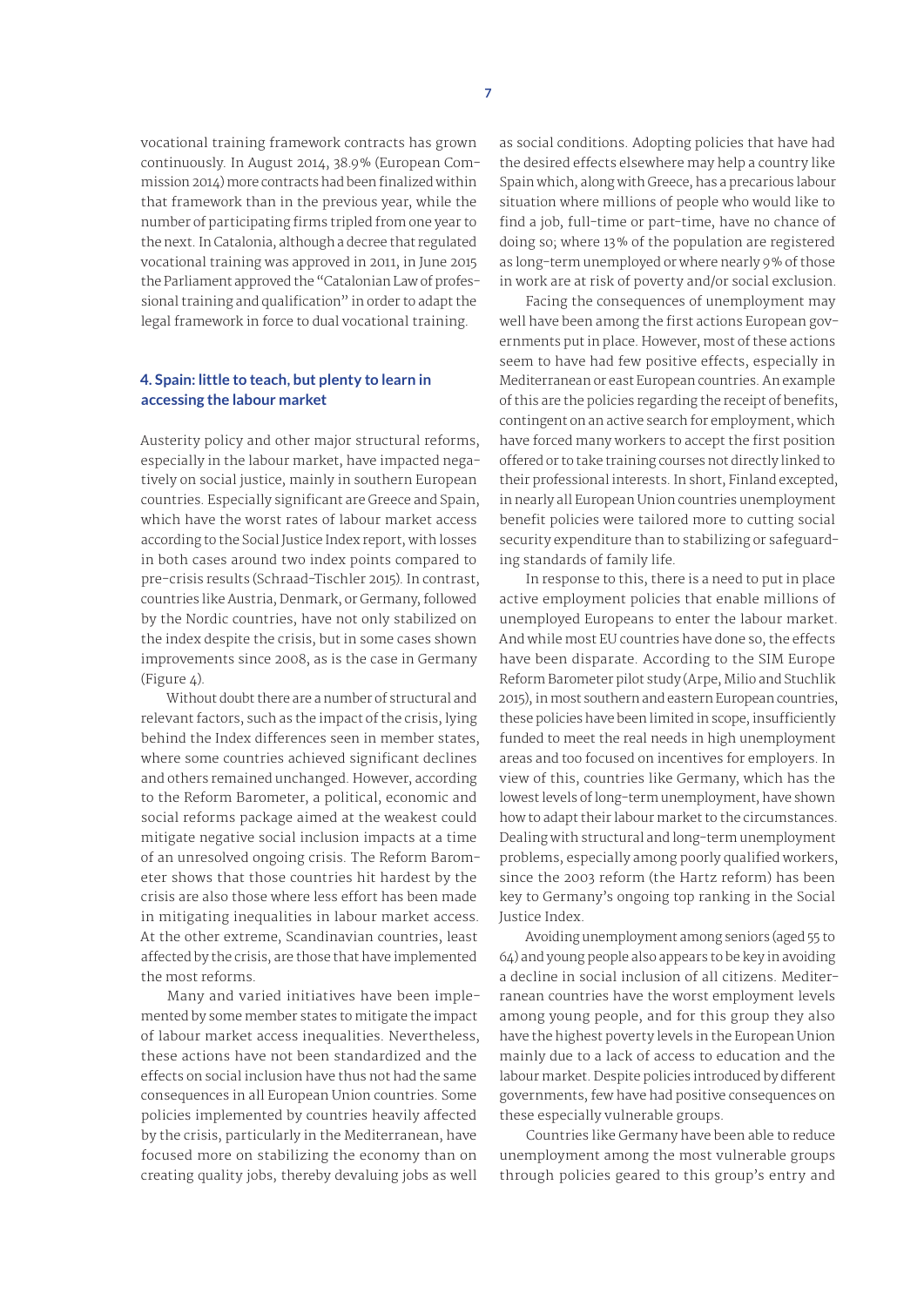vocational training framework contracts has grown continuously. In August 2014, 38.9% (European Commission 2014) more contracts had been finalized within that framework than in the previous year, while the number of participating firms tripled from one year to the next. In Catalonia, although a decree that regulated vocational training was approved in 2011, in June 2015 the Parliament approved the "Catalonian Law of professional training and qualification" in order to adapt the legal framework in force to dual vocational training.

## 4. Spain: little to teach, but plenty to learn in accessing the labour market

Austerity policy and other major structural reforms, especially in the labour market, have impacted negatively on social justice, mainly in southern European countries. Especially significant are Greece and Spain, which have the worst rates of labour market access according to the Social Justice Index report, with losses in both cases around two index points compared to pre-crisis results (Schraad-Tischler 2015). In contrast, countries like Austria, Denmark, or Germany, followed by the Nordic countries, have not only stabilized on the index despite the crisis, but in some cases shown improvements since 2008, as is the case in Germany (Figure 4).

Without doubt there are a number of structural and relevant factors, such as the impact of the crisis, lying behind the Index differences seen in member states, where some countries achieved significant declines and others remained unchanged. However, according to the Reform Barometer, a political, economic and social reforms package aimed at the weakest could mitigate negative social inclusion impacts at a time of an unresolved ongoing crisis. The Reform Barometer shows that those countries hit hardest by the crisis are also those where less effort has been made in mitigating inequalities in labour market access. At the other extreme, Scandinavian countries, least affected by the crisis, are those that have implemented the most reforms.

Many and varied initiatives have been implemented by some member states to mitigate the impact of labour market access inequalities. Nevertheless, these actions have not been standardized and the effects on social inclusion have thus not had the same consequences in all European Union countries. Some policies implemented by countries heavily affected by the crisis, particularly in the Mediterranean, have focused more on stabilizing the economy than on creating quality jobs, thereby devaluing jobs as well as social conditions. Adopting policies that have had the desired effects elsewhere may help a country like Spain which, along with Greece, has a precarious labour situation where millions of people who would like to find a job, full-time or part-time, have no chance of doing so; where 13% of the population are registered as long-term unemployed or where nearly 9% of those in work are at risk of poverty and/or social exclusion.

Facing the consequences of unemployment may well have been among the first actions European governments put in place. However, most of these actions seem to have had few positive effects, especially in Mediterranean or east European countries. An example of this are the policies regarding the receipt of benefits, contingent on an active search for employment, which have forced many workers to accept the first position offered or to take training courses not directly linked to their professional interests. In short, Finland excepted, in nearly all European Union countries unemployment benefit policies were tailored more to cutting social security expenditure than to stabilizing or safeguarding standards of family life.

In response to this, there is a need to put in place active employment policies that enable millions of unemployed Europeans to enter the labour market. And while most EU countries have done so, the effects have been disparate. According to the SIM Europe Reform Barometer pilot study (Arpe, Milio and Stuchlik 2015), in most southern and eastern European countries, these policies have been limited in scope, insufficiently funded to meet the real needs in high unemployment areas and too focused on incentives for employers. In view of this, countries like Germany, which has the lowest levels of long-term unemployment, have shown how to adapt their labour market to the circumstances. Dealing with structural and long-term unemployment problems, especially among poorly qualified workers, since the 2003 reform (the Hartz reform) has been key to Germany's ongoing top ranking in the Social Justice Index.

Avoiding unemployment among seniors (aged 55 to 64) and young people also appears to be key in avoiding a decline in social inclusion of all citizens. Mediterranean countries have the worst employment levels among young people, and for this group they also have the highest poverty levels in the European Union mainly due to a lack of access to education and the labour market. Despite policies introduced by different governments, few have had positive consequences on these especially vulnerable groups.

Countries like Germany have been able to reduce unemployment among the most vulnerable groups through policies geared to this group's entry and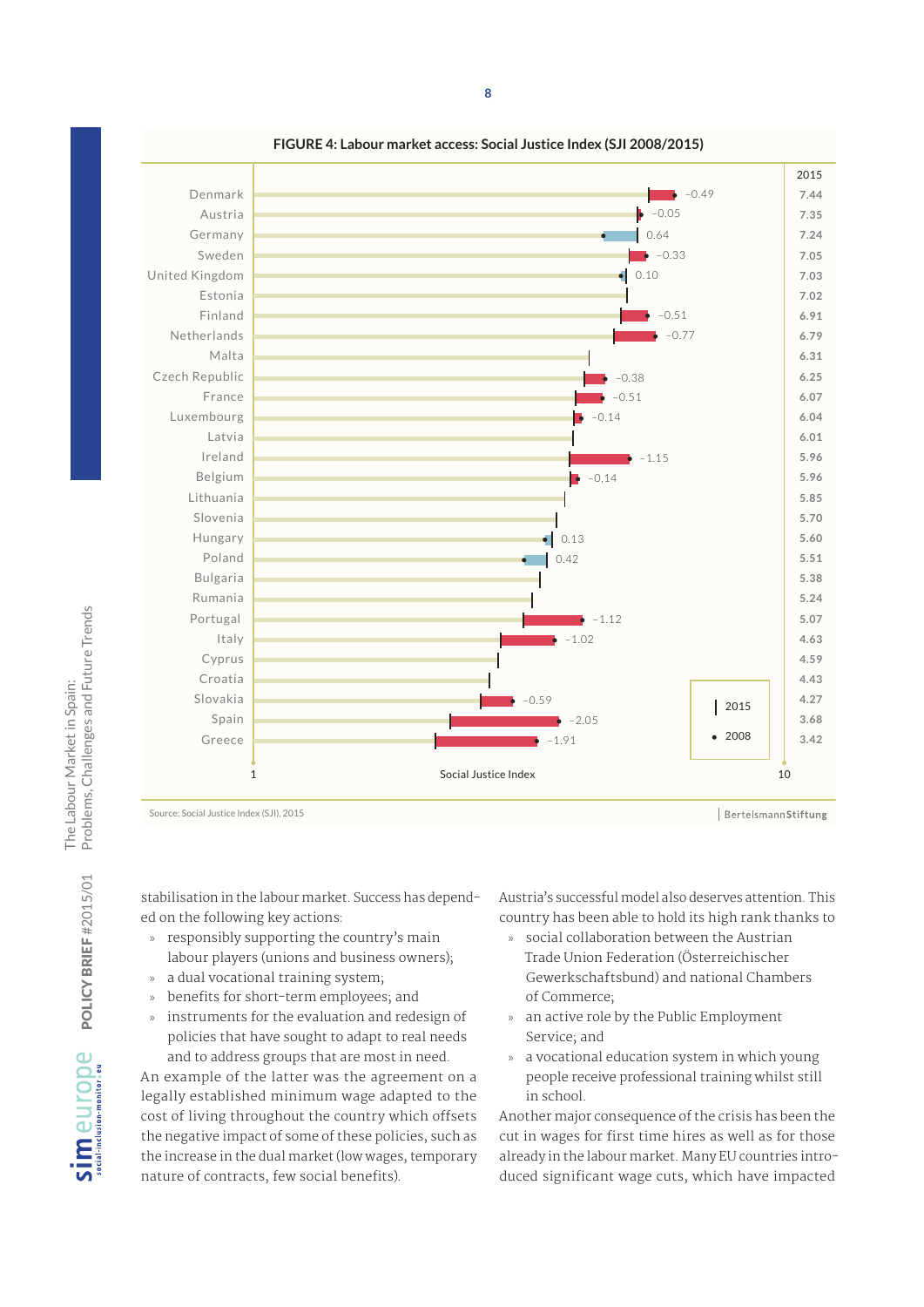**FIGURE 4: Labour market access: Social Justice Index (SJI 2008/2015)**

| Country | Change | 2015 |
|---|---|---|
| Denmark | −0.49 | 7.44 |
| Austria | −0.05 | 7.35 |
| Germany | 0.64 | 7.24 |
| Sweden | −0.33 | 7.05 |
| United Kingdom | 0.10 | 7.03 |
| Estonia | | 7.02 |
| Finland | −0.51 | 6.91 |
| Netherlands | −0.77 | 6.79 |
| Malta | | 6.31 |
| Czech Republic | −0.38 | 6.25 |
| France | −0.51 | 6.07 |
| Luxembourg | −0.14 | 6.04 |
| Latvia | | 6.01 |
| Ireland | −1.15 | 5.96 |
| Belgium | −0.14 | 5.96 |
| Lithuania | | 5.85 |
| Slovenia | | 5.70 |
| Hungary | 0.13 | 5.60 |
| Poland | 0.42 | 5.51 |
| Bulgaria | | 5.38 |
| Rumania | | 5.24 |
| Portugal | −1.12 | 5.07 |
| Italy | −1.02 | 4.63 |
| Cyprus | | 4.59 |
| Croatia | | 4.43 |
| Slovakia | −0.59 | 4.27 |
| Spain | −2.05 | 3.68 |
| Greece | −1.91 | 3.42 |

Social Justice Index (scale 1–10). Legend: | 2015, • 2008

Source: Social Justice Index (SJI), 2015 | BertelsmannStiftung

stabilisation in the labour market. Success has depended on the following key actions:

- responsibly supporting the country's main labour players (unions and business owners);
- a dual vocational training system;
- benefits for short-term employees; and
- instruments for the evaluation and redesign of policies that have sought to adapt to real needs and to address groups that are most in need.

An example of the latter was the agreement on a legally established minimum wage adapted to the cost of living throughout the country which offsets the negative impact of some of these policies, such as the increase in the dual market (low wages, temporary nature of contracts, few social benefits).

Austria's successful model also deserves attention. This country has been able to hold its high rank thanks to

- social collaboration between the Austrian Trade Union Federation (Österreichischer Gewerkschaftsbund) and national Chambers of Commerce;
- an active role by the Public Employment Service; and
- a vocational education system in which young people receive professional training whilst still in school.

Another major consequence of the crisis has been the cut in wages for first time hires as well as for those already in the labour market. Many EU countries introduced significant wage cuts, which have impacted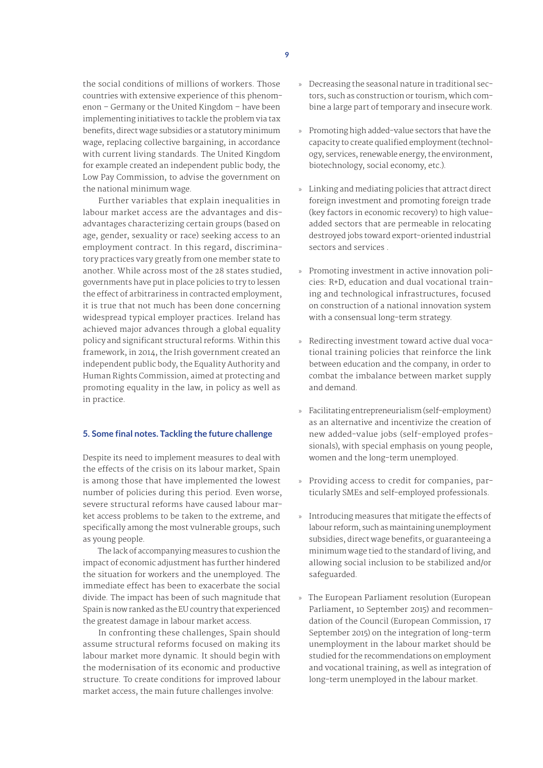the social conditions of millions of workers. Those countries with extensive experience of this phenomenon – Germany or the United Kingdom – have been implementing initiatives to tackle the problem via tax benefits, direct wage subsidies or a statutory minimum wage, replacing collective bargaining, in accordance with current living standards. The United Kingdom for example created an independent public body, the Low Pay Commission, to advise the government on the national minimum wage.

Further variables that explain inequalities in labour market access are the advantages and disadvantages characterizing certain groups (based on age, gender, sexuality or race) seeking access to an employment contract. In this regard, discriminatory practices vary greatly from one member state to another. While across most of the 28 states studied, governments have put in place policies to try to lessen the effect of arbitrariness in contracted employment, it is true that not much has been done concerning widespread typical employer practices. Ireland has achieved major advances through a global equality policy and significant structural reforms. Within this framework, in 2014, the Irish government created an independent public body, the Equality Authority and Human Rights Commission, aimed at protecting and promoting equality in the law, in policy as well as in practice.

## 5. Some final notes. Tackling the future challenge

Despite its need to implement measures to deal with the effects of the crisis on its labour market, Spain is among those that have implemented the lowest number of policies during this period. Even worse, severe structural reforms have caused labour market access problems to be taken to the extreme, and specifically among the most vulnerable groups, such as young people.

The lack of accompanying measures to cushion the impact of economic adjustment has further hindered the situation for workers and the unemployed. The immediate effect has been to exacerbate the social divide. The impact has been of such magnitude that Spain is now ranked as the EU country that experienced the greatest damage in labour market access.

In confronting these challenges, Spain should assume structural reforms focused on making its labour market more dynamic. It should begin with the modernisation of its economic and productive structure. To create conditions for improved labour market access, the main future challenges involve:

- Decreasing the seasonal nature in traditional sectors, such as construction or tourism, which combine a large part of temporary and insecure work.
- Promoting high added-value sectors that have the capacity to create qualified employment (technology, services, renewable energy, the environment, biotechnology, social economy, etc.).
- Linking and mediating policies that attract direct foreign investment and promoting foreign trade (key factors in economic recovery) to high value-added sectors that are permeable in relocating destroyed jobs toward export-oriented industrial sectors and services .
- Promoting investment in active innovation policies: R+D, education and dual vocational training and technological infrastructures, focused on construction of a national innovation system with a consensual long-term strategy.
- Redirecting investment toward active dual vocational training policies that reinforce the link between education and the company, in order to combat the imbalance between market supply and demand.
- Facilitating entrepreneurialism (self-employment) as an alternative and incentivize the creation of new added-value jobs (self-employed professionals), with special emphasis on young people, women and the long-term unemployed.
- Providing access to credit for companies, particularly SMEs and self-employed professionals.
- Introducing measures that mitigate the effects of labour reform, such as maintaining unemployment subsidies, direct wage benefits, or guaranteeing a minimum wage tied to the standard of living, and allowing social inclusion to be stabilized and/or safeguarded.
- The European Parliament resolution (European Parliament, 10 September 2015) and recommendation of the Council (European Commission, 17 September 2015) on the integration of long-term unemployment in the labour market should be studied for the recommendations on employment and vocational training, as well as integration of long-term unemployed in the labour market.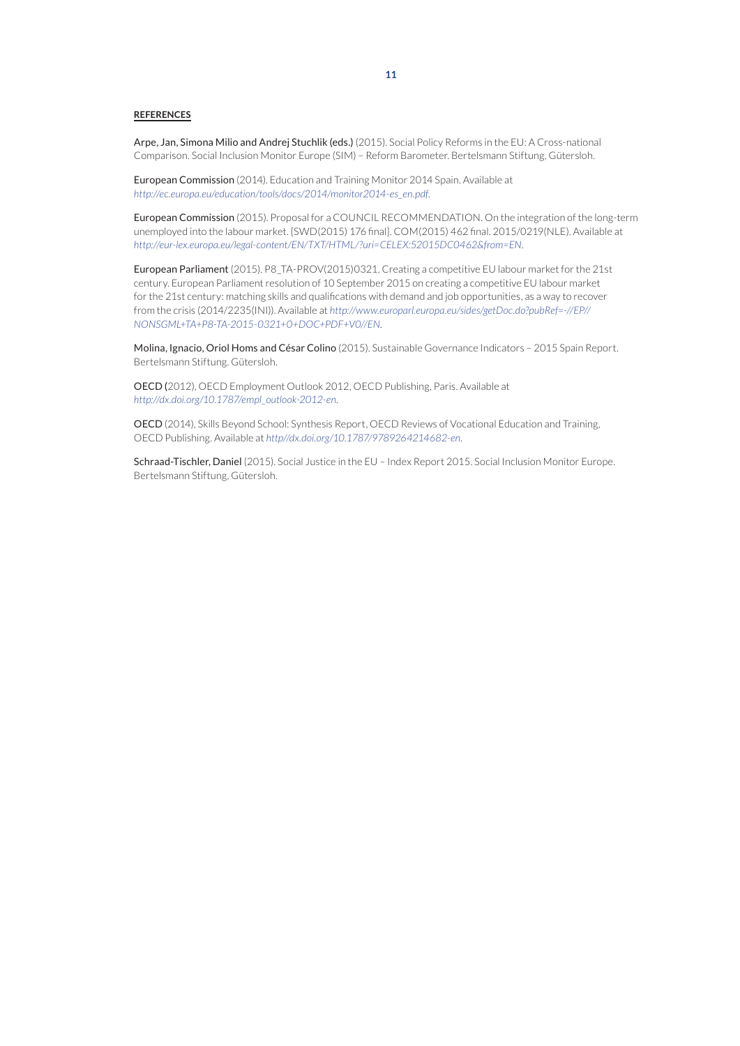**REFERENCES**

Arpe, Jan, Simona Milio and Andrej Stuchlik (eds.) (2015). Social Policy Reforms in the EU: A Cross-national Comparison. Social Inclusion Monitor Europe (SIM) – Reform Barometer. Bertelsmann Stiftung, Gütersloh.

European Commission (2014). Education and Training Monitor 2014 Spain. Available at *http://ec.europa.eu/education/tools/docs/2014/monitor2014-es_en.pdf*.

European Commission (2015). Proposal for a COUNCIL RECOMMENDATION. On the integration of the long-term unemployed into the labour market. {SWD(2015) 176 final}. COM(2015) 462 final. 2015/0219(NLE). Available at *http://eur-lex.europa.eu/legal-content/EN/TXT/HTML/?uri=CELEX:52015DC0462&from=EN*.

European Parliament (2015). P8_TA-PROV(2015)0321. Creating a competitive EU labour market for the 21st century. European Parliament resolution of 10 September 2015 on creating a competitive EU labour market for the 21st century: matching skills and qualifications with demand and job opportunities, as a way to recover from the crisis (2014/2235(INI)). Available at *http://www.europarl.europa.eu/sides/getDoc.do?pubRef=-//EP//NONSGML+TA+P8-TA-2015-0321+0+DOC+PDF+V0//EN*.

Molina, Ignacio, Oriol Homs and César Colino (2015). Sustainable Governance Indicators – 2015 Spain Report. Bertelsmann Stiftung. Gütersloh.

OECD (2012), OECD Employment Outlook 2012, OECD Publishing, Paris. Available at *http://dx.doi.org/10.1787/empl_outlook-2012-en*.

OECD (2014), Skills Beyond School: Synthesis Report, OECD Reviews of Vocational Education and Training, OECD Publishing. Available at *http//dx.doi.org/10.1787/9789264214682-en*.

Schraad-Tischler, Daniel (2015). Social Justice in the EU – Index Report 2015. Social Inclusion Monitor Europe. Bertelsmann Stiftung, Gütersloh.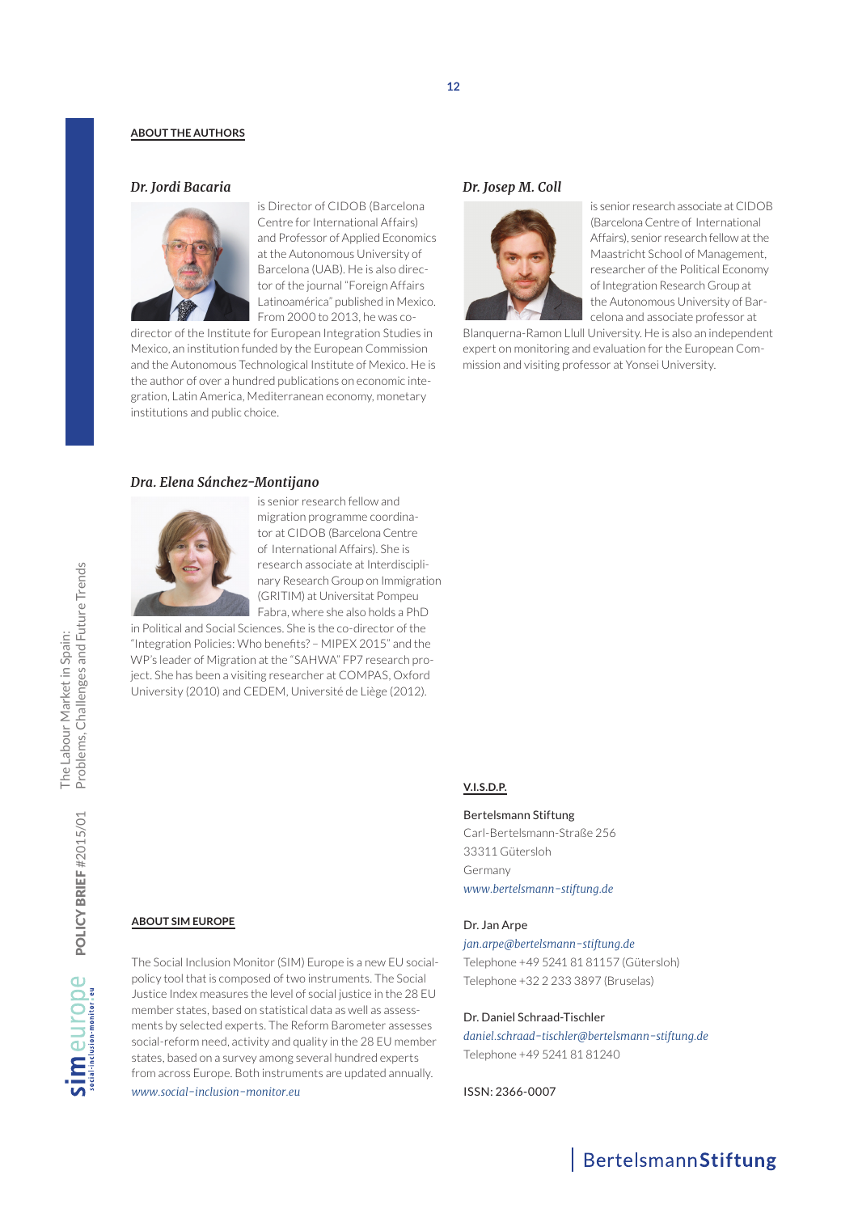## ABOUT THE AUTHORS

### *Dr. Jordi Bacaria*

is Director of CIDOB (Barcelona Centre for International Affairs) and Professor of Applied Economics at the Autonomous University of Barcelona (UAB). He is also director of the journal "Foreign Affairs Latinoamérica" published in Mexico. From 2000 to 2013, he was co-director of the Institute for European Integration Studies in Mexico, an institution funded by the European Commission and the Autonomous Technological Institute of Mexico. He is the author of over a hundred publications on economic integration, Latin America, Mediterranean economy, monetary institutions and public choice.

### *Dr. Josep M. Coll*

is senior research associate at CIDOB (Barcelona Centre of International Affairs), senior research fellow at the Maastricht School of Management, researcher of the Political Economy of Integration Research Group at the Autonomous University of Barcelona and associate professor at Blanquerna-Ramon Llull University. He is also an independent expert on monitoring and evaluation for the European Commission and visiting professor at Yonsei University.

### *Dra. Elena Sánchez-Montijano*

is senior research fellow and migration programme coordinator at CIDOB (Barcelona Centre of International Affairs). She is research associate at Interdisciplinary Research Group on Immigration (GRITIM) at Universitat Pompeu Fabra, where she also holds a PhD in Political and Social Sciences. She is the co-director of the "Integration Policies: Who benefits? – MIPEX 2015" and the WP's leader of Migration at the "SAHWA" FP7 research project. She has been a visiting researcher at COMPAS, Oxford University (2010) and CEDEM, Université de Liège (2012).

## ABOUT SIM EUROPE

The Social Inclusion Monitor (SIM) Europe is a new EU social-policy tool that is composed of two instruments. The Social Justice Index measures the level of social justice in the 28 EU member states, based on statistical data as well as assessments by selected experts. The Reform Barometer assesses social-reform need, activity and quality in the 28 EU member states, based on a survey among several hundred experts from across Europe. Both instruments are updated annually.
*www.social-inclusion-monitor.eu*

## V.I.S.D.P.

Bertelsmann Stiftung
Carl-Bertelsmann-Straße 256
33311 Gütersloh
Germany
*www.bertelsmann-stiftung.de*

Dr. Jan Arpe
*jan.arpe@bertelsmann-stiftung.de*
Telephone +49 5241 81 81157 (Gütersloh)
Telephone +32 2 233 3897 (Bruselas)

Dr. Daniel Schraad-Tischler
*daniel.schraad-tischler@bertelsmann-stiftung.de*
Telephone +49 5241 81 81240

ISSN: 2366-0007

BertelsmannStiftung